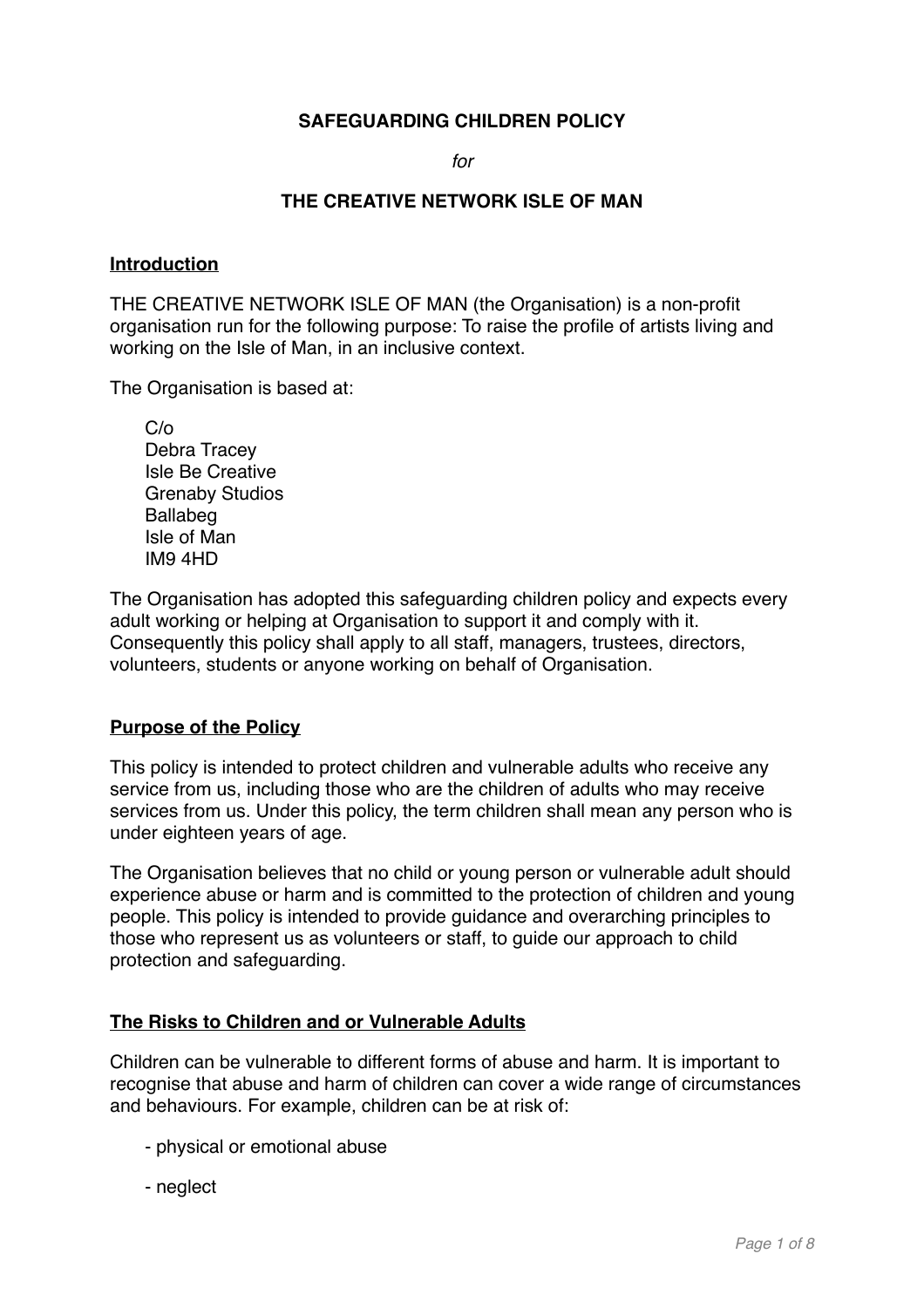**SAFEGUARDING CHILDREN POLICY**

*for*

**THE CREATIVE NETWORK ISLE OF MAN**

## Introduction

THE CREATIVE NETWORK ISLE OF MAN (the Organisation) is a non-profit organisation run for the following purpose: To raise the profile of artists living and working on the Isle of Man, in an inclusive context.

The Organisation is based at:

C/o  
Debra Tracey  
Isle Be Creative  
Grenaby Studios  
Ballabeg  
Isle of Man  
IM9 4HD

The Organisation has adopted this safeguarding children policy and expects every adult working or helping at Organisation to support it and comply with it. Consequently this policy shall apply to all staff, managers, trustees, directors, volunteers, students or anyone working on behalf of Organisation.

## Purpose of the Policy

This policy is intended to protect children and vulnerable adults who receive any service from us, including those who are the children of adults who may receive services from us. Under this policy, the term children shall mean any person who is under eighteen years of age.

The Organisation believes that no child or young person or vulnerable adult should experience abuse or harm and is committed to the protection of children and young people. This policy is intended to provide guidance and overarching principles to those who represent us as volunteers or staff, to guide our approach to child protection and safeguarding.

## The Risks to Children and or Vulnerable Adults

Children can be vulnerable to different forms of abuse and harm. It is important to recognise that abuse and harm of children can cover a wide range of circumstances and behaviours. For example, children can be at risk of:

- physical or emotional abuse
- neglect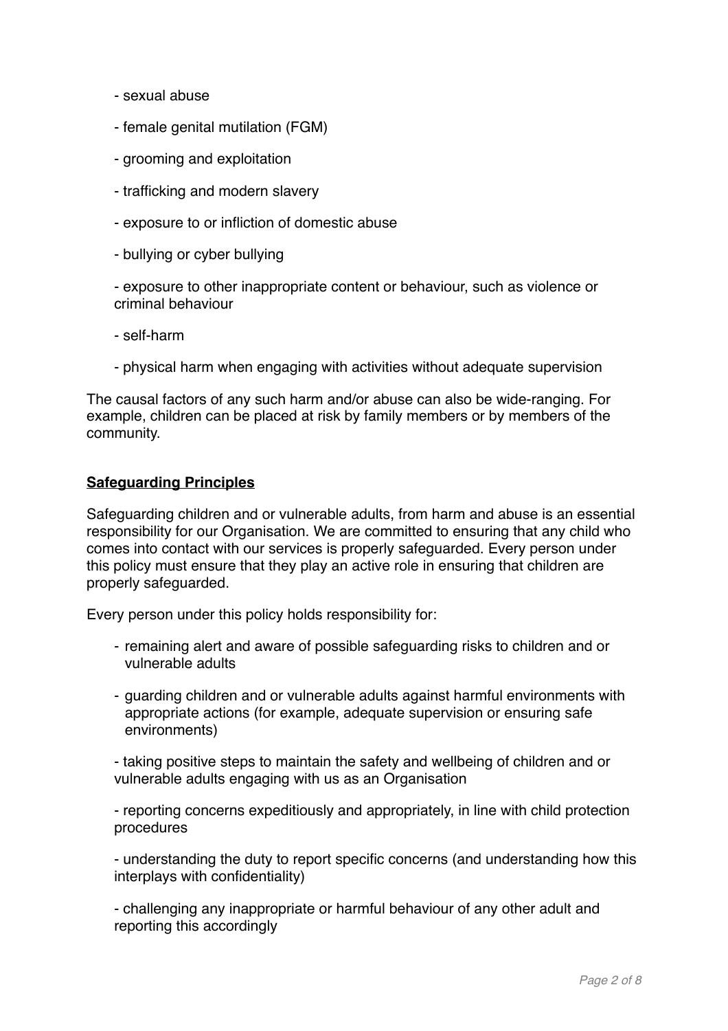- sexual abuse
- female genital mutilation (FGM)
- grooming and exploitation
- trafficking and modern slavery
- exposure to or infliction of domestic abuse
- bullying or cyber bullying
- exposure to other inappropriate content or behaviour, such as violence or criminal behaviour
- self-harm
- physical harm when engaging with activities without adequate supervision

The causal factors of any such harm and/or abuse can also be wide-ranging. For example, children can be placed at risk by family members or by members of the community.

## Safeguarding Principles

Safeguarding children and or vulnerable adults, from harm and abuse is an essential responsibility for our Organisation. We are committed to ensuring that any child who comes into contact with our services is properly safeguarded. Every person under this policy must ensure that they play an active role in ensuring that children are properly safeguarded.

Every person under this policy holds responsibility for:

- remaining alert and aware of possible safeguarding risks to children and or vulnerable adults
- guarding children and or vulnerable adults against harmful environments with appropriate actions (for example, adequate supervision or ensuring safe environments)
- taking positive steps to maintain the safety and wellbeing of children and or vulnerable adults engaging with us as an Organisation
- reporting concerns expeditiously and appropriately, in line with child protection procedures
- understanding the duty to report specific concerns (and understanding how this interplays with confidentiality)
- challenging any inappropriate or harmful behaviour of any other adult and reporting this accordingly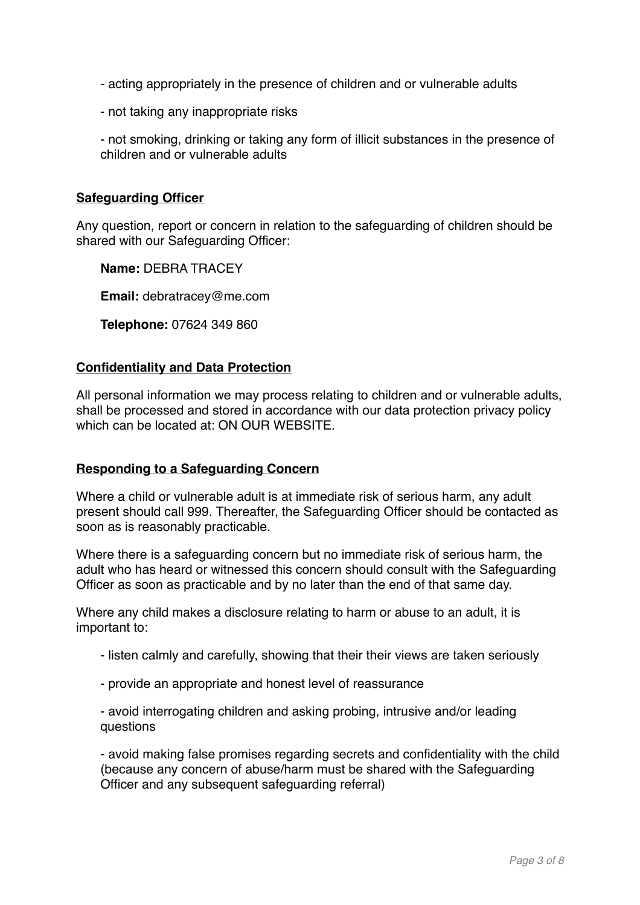- acting appropriately in the presence of children and or vulnerable adults

- not taking any inappropriate risks

- not smoking, drinking or taking any form of illicit substances in the presence of children and or vulnerable adults

## **Safeguarding Officer**

Any question, report or concern in relation to the safeguarding of children should be shared with our Safeguarding Officer:

**Name:** DEBRA TRACEY

**Email:** debratracey@me.com

**Telephone:** 07624 349 860

## **Confidentiality and Data Protection**

All personal information we may process relating to children and or vulnerable adults, shall be processed and stored in accordance with our data protection privacy policy which can be located at: ON OUR WEBSITE.

## **Responding to a Safeguarding Concern**

Where a child or vulnerable adult is at immediate risk of serious harm, any adult present should call 999. Thereafter, the Safeguarding Officer should be contacted as soon as is reasonably practicable.

Where there is a safeguarding concern but no immediate risk of serious harm, the adult who has heard or witnessed this concern should consult with the Safeguarding Officer as soon as practicable and by no later than the end of that same day.

Where any child makes a disclosure relating to harm or abuse to an adult, it is important to:

- listen calmly and carefully, showing that their their views are taken seriously

- provide an appropriate and honest level of reassurance

- avoid interrogating children and asking probing, intrusive and/or leading questions

- avoid making false promises regarding secrets and confidentiality with the child (because any concern of abuse/harm must be shared with the Safeguarding Officer and any subsequent safeguarding referral)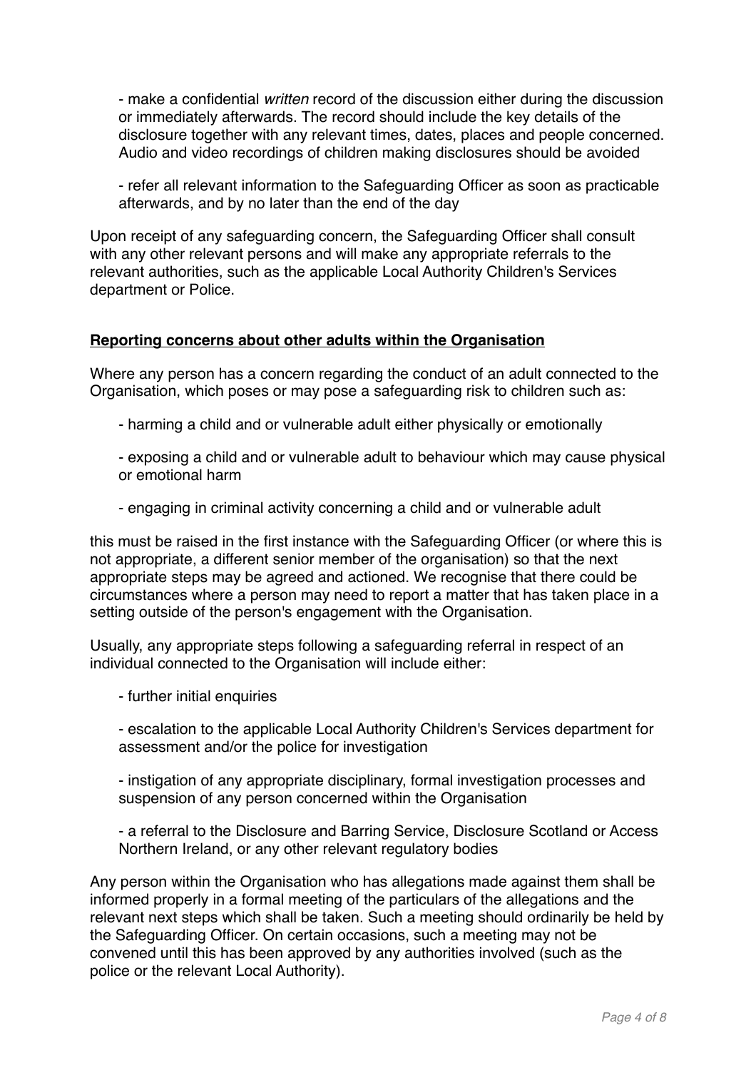- make a confidential *written* record of the discussion either during the discussion or immediately afterwards. The record should include the key details of the disclosure together with any relevant times, dates, places and people concerned. Audio and video recordings of children making disclosures should be avoided

- refer all relevant information to the Safeguarding Officer as soon as practicable afterwards, and by no later than the end of the day

Upon receipt of any safeguarding concern, the Safeguarding Officer shall consult with any other relevant persons and will make any appropriate referrals to the relevant authorities, such as the applicable Local Authority Children's Services department or Police.

**Reporting concerns about other adults within the Organisation**

Where any person has a concern regarding the conduct of an adult connected to the Organisation, which poses or may pose a safeguarding risk to children such as:

- harming a child and or vulnerable adult either physically or emotionally

- exposing a child and or vulnerable adult to behaviour which may cause physical or emotional harm

- engaging in criminal activity concerning a child and or vulnerable adult

this must be raised in the first instance with the Safeguarding Officer (or where this is not appropriate, a different senior member of the organisation) so that the next appropriate steps may be agreed and actioned. We recognise that there could be circumstances where a person may need to report a matter that has taken place in a setting outside of the person's engagement with the Organisation.

Usually, any appropriate steps following a safeguarding referral in respect of an individual connected to the Organisation will include either:

- further initial enquiries

- escalation to the applicable Local Authority Children's Services department for assessment and/or the police for investigation

- instigation of any appropriate disciplinary, formal investigation processes and suspension of any person concerned within the Organisation

- a referral to the Disclosure and Barring Service, Disclosure Scotland or Access Northern Ireland, or any other relevant regulatory bodies

Any person within the Organisation who has allegations made against them shall be informed properly in a formal meeting of the particulars of the allegations and the relevant next steps which shall be taken. Such a meeting should ordinarily be held by the Safeguarding Officer. On certain occasions, such a meeting may not be convened until this has been approved by any authorities involved (such as the police or the relevant Local Authority).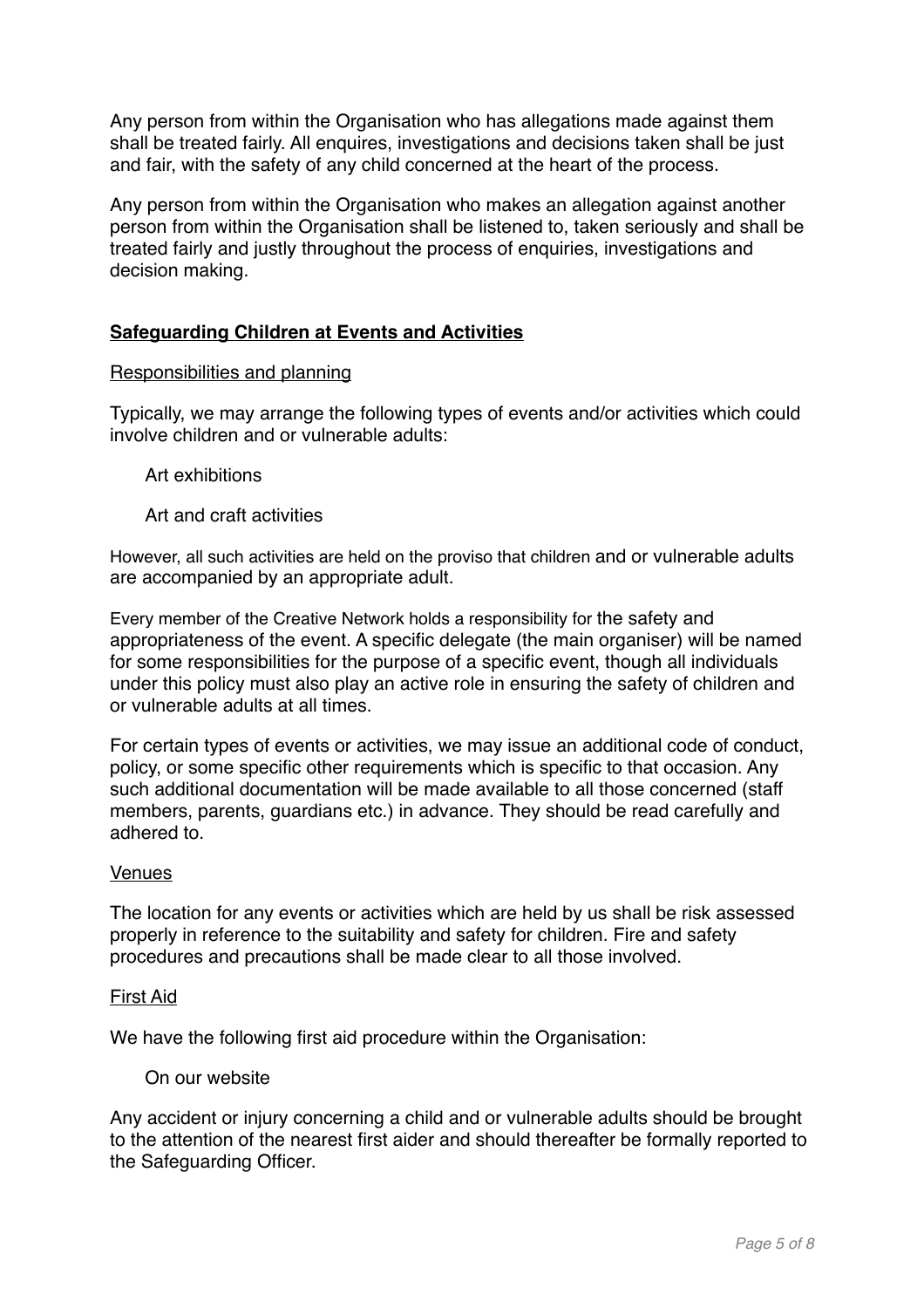Any person from within the Organisation who has allegations made against them shall be treated fairly. All enquires, investigations and decisions taken shall be just and fair, with the safety of any child concerned at the heart of the process.

Any person from within the Organisation who makes an allegation against another person from within the Organisation shall be listened to, taken seriously and shall be treated fairly and justly throughout the process of enquiries, investigations and decision making.

## **Safeguarding Children at Events and Activities**

### Responsibilities and planning

Typically, we may arrange the following types of events and/or activities which could involve children and or vulnerable adults:

- Art exhibitions
- Art and craft activities

However, all such activities are held on the proviso that children and or vulnerable adults are accompanied by an appropriate adult.

Every member of the Creative Network holds a responsibility for the safety and appropriateness of the event. A specific delegate (the main organiser) will be named for some responsibilities for the purpose of a specific event, though all individuals under this policy must also play an active role in ensuring the safety of children and or vulnerable adults at all times.

For certain types of events or activities, we may issue an additional code of conduct, policy, or some specific other requirements which is specific to that occasion. Any such additional documentation will be made available to all those concerned (staff members, parents, guardians etc.) in advance. They should be read carefully and adhered to.

### Venues

The location for any events or activities which are held by us shall be risk assessed properly in reference to the suitability and safety for children. Fire and safety procedures and precautions shall be made clear to all those involved.

### First Aid

We have the following first aid procedure within the Organisation:

- On our website

Any accident or injury concerning a child and or vulnerable adults should be brought to the attention of the nearest first aider and should thereafter be formally reported to the Safeguarding Officer.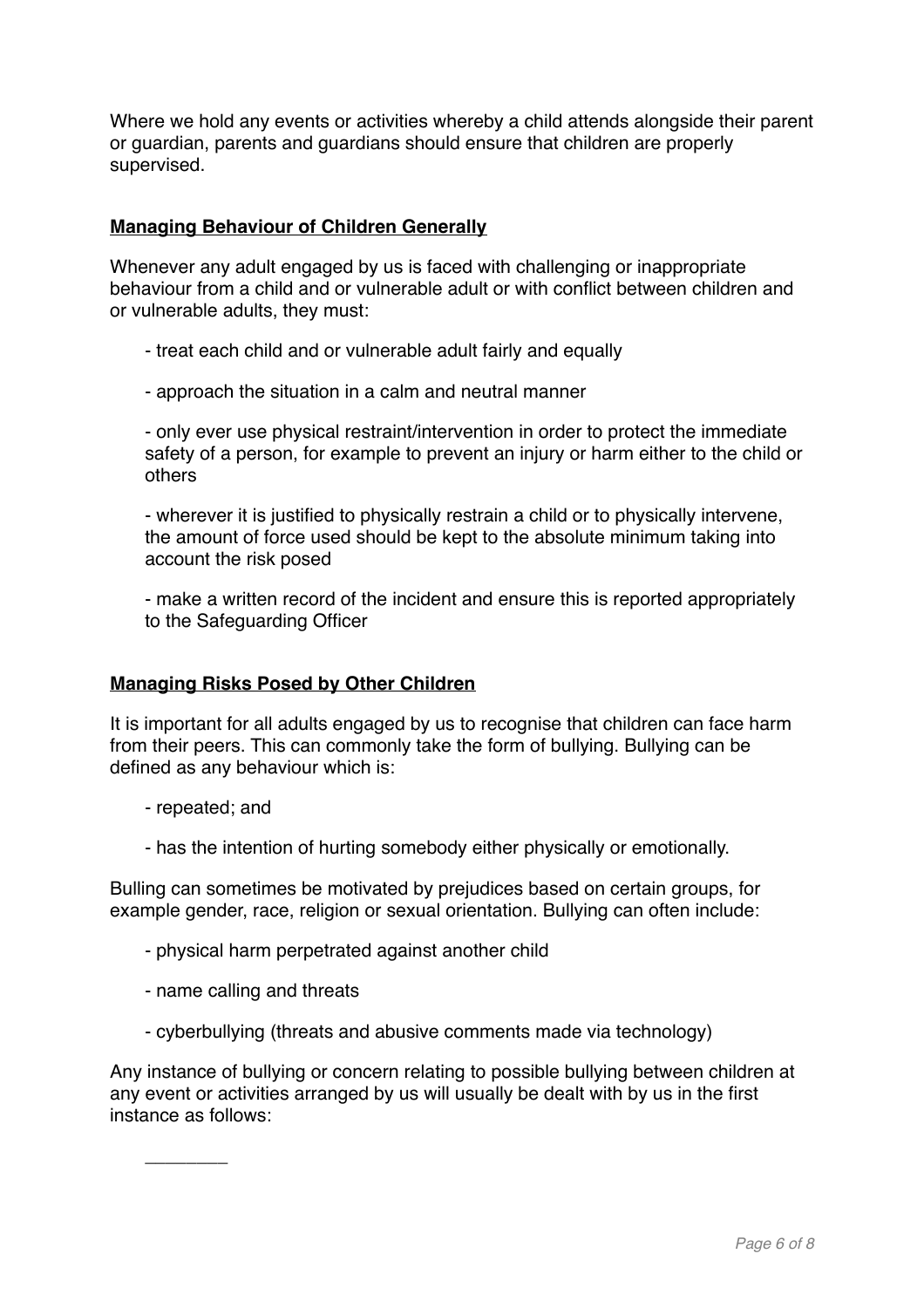Where we hold any events or activities whereby a child attends alongside their parent or guardian, parents and guardians should ensure that children are properly supervised.

**Managing Behaviour of Children Generally**

Whenever any adult engaged by us is faced with challenging or inappropriate behaviour from a child and or vulnerable adult or with conflict between children and or vulnerable adults, they must:

- treat each child and or vulnerable adult fairly and equally
- approach the situation in a calm and neutral manner
- only ever use physical restraint/intervention in order to protect the immediate safety of a person, for example to prevent an injury or harm either to the child or others
- wherever it is justified to physically restrain a child or to physically intervene, the amount of force used should be kept to the absolute minimum taking into account the risk posed
- make a written record of the incident and ensure this is reported appropriately to the Safeguarding Officer

**Managing Risks Posed by Other Children**

It is important for all adults engaged by us to recognise that children can face harm from their peers. This can commonly take the form of bullying. Bullying can be defined as any behaviour which is:

- repeated; and
- has the intention of hurting somebody either physically or emotionally.

Bulling can sometimes be motivated by prejudices based on certain groups, for example gender, race, religion or sexual orientation. Bullying can often include:

- physical harm perpetrated against another child
- name calling and threats
- cyberbullying (threats and abusive comments made via technology)

Any instance of bullying or concern relating to possible bullying between children at any event or activities arranged by us will usually be dealt with by us in the first instance as follows:

________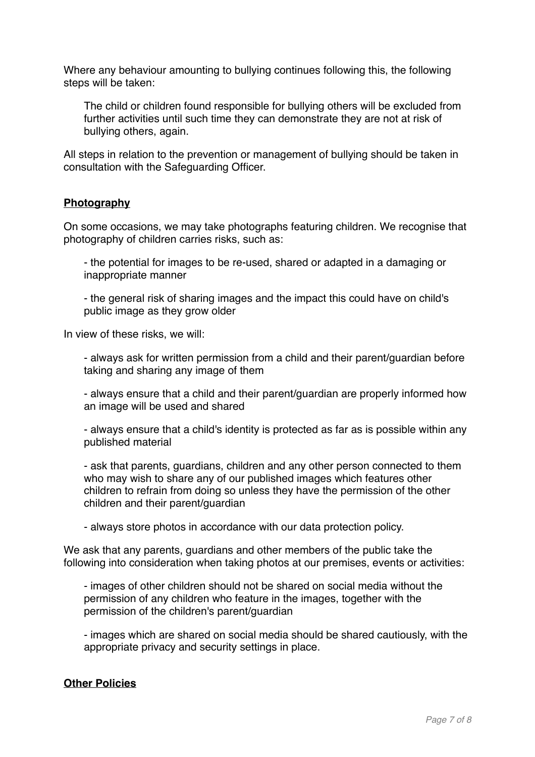Where any behaviour amounting to bullying continues following this, the following steps will be taken:

> The child or children found responsible for bullying others will be excluded from further activities until such time they can demonstrate they are not at risk of bullying others, again.

All steps in relation to the prevention or management of bullying should be taken in consultation with the Safeguarding Officer.

## **Photography**

On some occasions, we may take photographs featuring children. We recognise that photography of children carries risks, such as:

- the potential for images to be re-used, shared or adapted in a damaging or inappropriate manner

- the general risk of sharing images and the impact this could have on child's public image as they grow older

In view of these risks, we will:

- always ask for written permission from a child and their parent/guardian before taking and sharing any image of them

- always ensure that a child and their parent/guardian are properly informed how an image will be used and shared

- always ensure that a child's identity is protected as far as is possible within any published material

- ask that parents, guardians, children and any other person connected to them who may wish to share any of our published images which features other children to refrain from doing so unless they have the permission of the other children and their parent/guardian

- always store photos in accordance with our data protection policy.

We ask that any parents, guardians and other members of the public take the following into consideration when taking photos at our premises, events or activities:

- images of other children should not be shared on social media without the permission of any children who feature in the images, together with the permission of the children's parent/guardian

- images which are shared on social media should be shared cautiously, with the appropriate privacy and security settings in place.

## **Other Policies**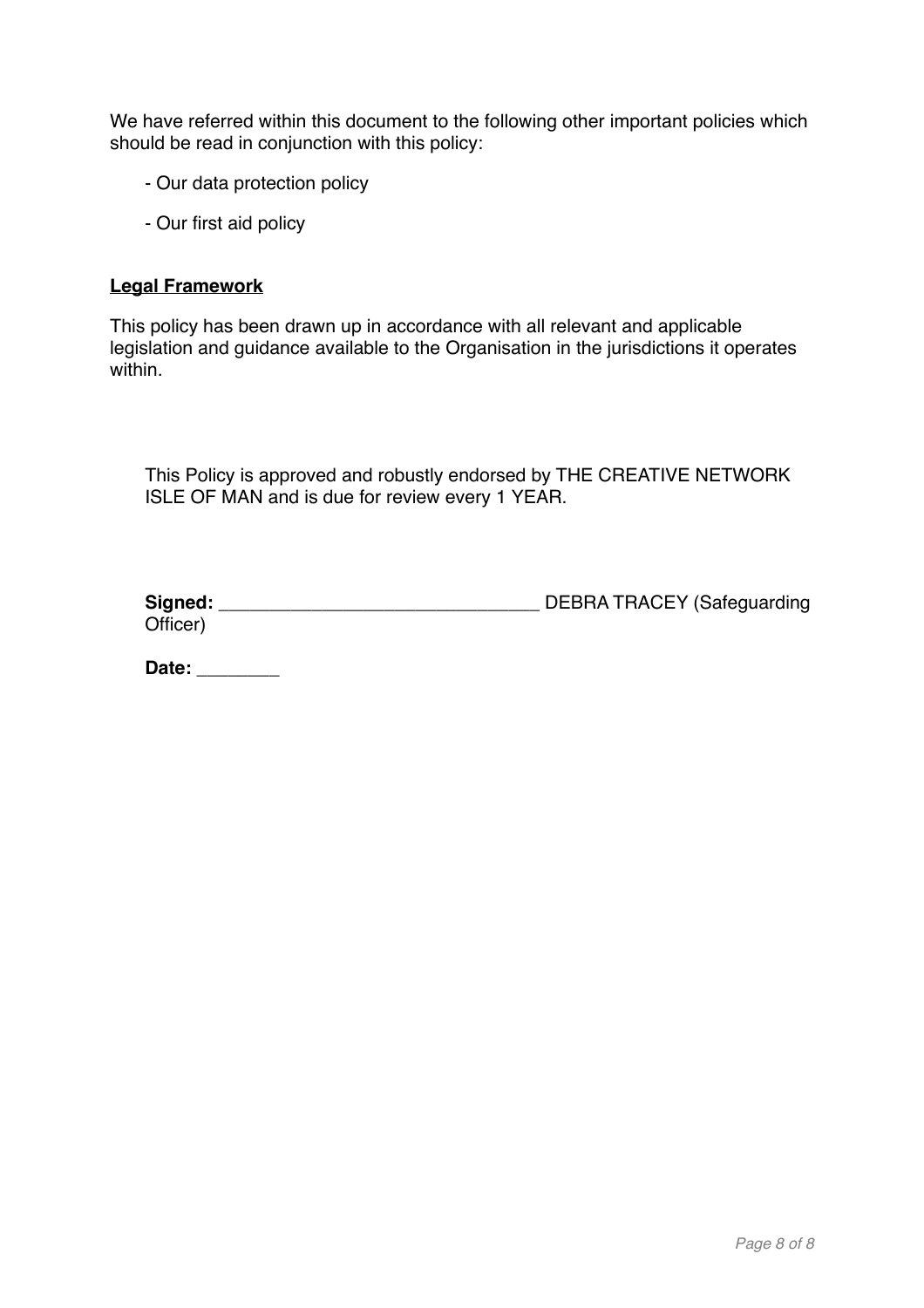We have referred within this document to the following other important policies which should be read in conjunction with this policy:

- Our data protection policy
- Our first aid policy

**Legal Framework**

This policy has been drawn up in accordance with all relevant and applicable legislation and guidance available to the Organisation in the jurisdictions it operates within.

This Policy is approved and robustly endorsed by THE CREATIVE NETWORK ISLE OF MAN and is due for review every 1 YEAR.

**Signed:** ______________________________ DEBRA TRACEY (Safeguarding Officer)

**Date:** ________